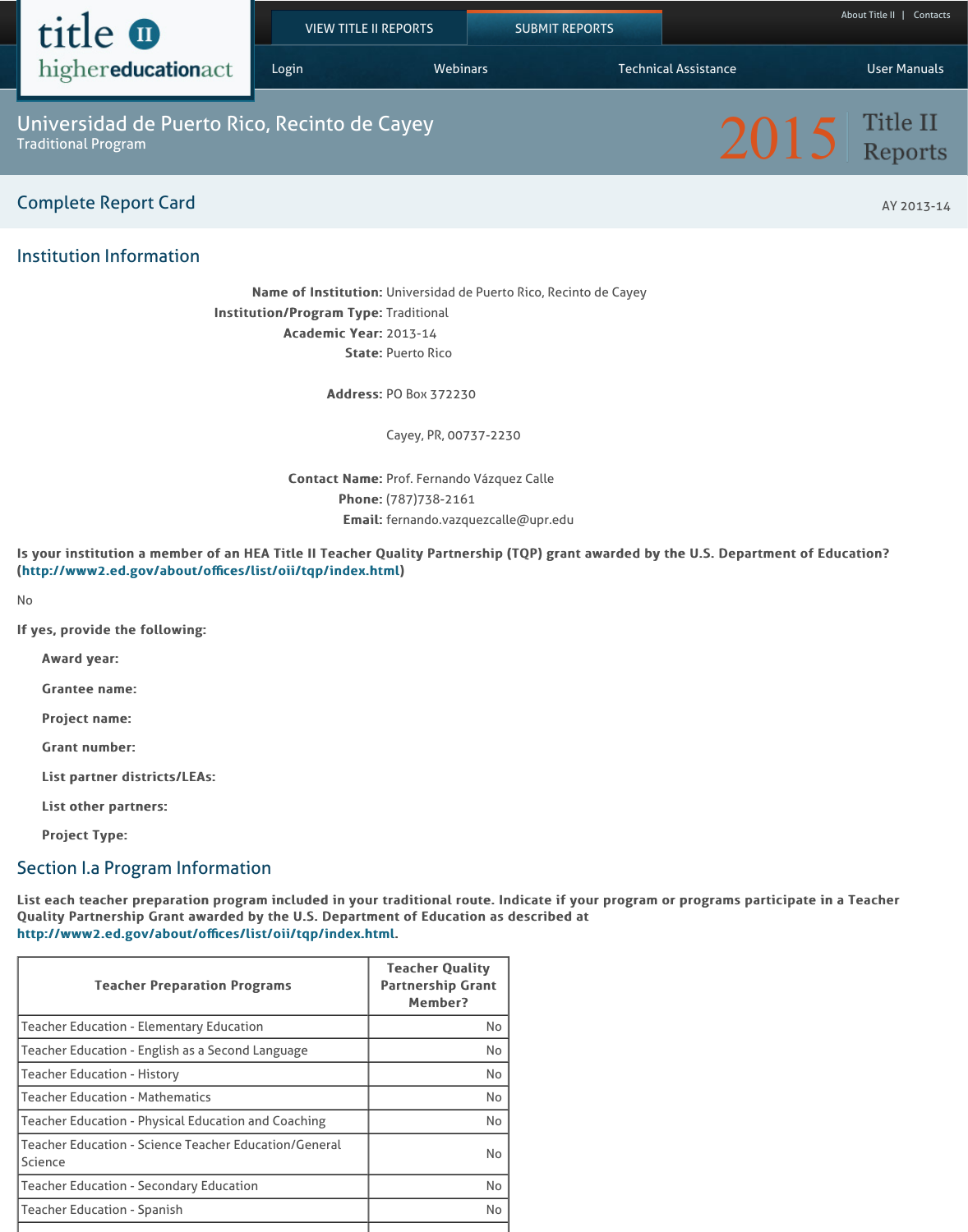# Universidad de Puerto Rico, Recinto de Cayey

Traditional Program

2015 Title II Reports

## Complete Report Card

AY 2013-14

## Institution Information

**Name of Institution:** Universidad de Puerto Rico, Recinto de Cayey
**Institution/Program Type:** Traditional
**Academic Year:** 2013-14
**State:** Puerto Rico

**Address:** PO Box 372230

Cayey, PR, 00737-2230

**Contact Name:** Prof. Fernando Vázquez Calle
**Phone:** (787)738-2161
**Email:** fernando.vazquezcalle@upr.edu

**Is your institution a member of an HEA Title II Teacher Quality Partnership (TQP) grant awarded by the U.S. Department of Education? (http://www2.ed.gov/about/offices/list/oii/tqp/index.html)**

No

**If yes, provide the following:**

**Award year:**

**Grantee name:**

**Project name:**

**Grant number:**

**List partner districts/LEAs:**

**List other partners:**

**Project Type:**

## Section I.a Program Information

**List each teacher preparation program included in your traditional route. Indicate if your program or programs participate in a Teacher Quality Partnership Grant awarded by the U.S. Department of Education as described at http://www2.ed.gov/about/offices/list/oii/tqp/index.html.**

| Teacher Preparation Programs | Teacher Quality Partnership Grant Member? |
|---|---|
| Teacher Education - Elementary Education | No |
| Teacher Education - English as a Second Language | No |
| Teacher Education - History | No |
| Teacher Education - Mathematics | No |
| Teacher Education - Physical Education and Coaching | No |
| Teacher Education - Science Teacher Education/General Science | No |
| Teacher Education - Secondary Education | No |
| Teacher Education - Spanish | No |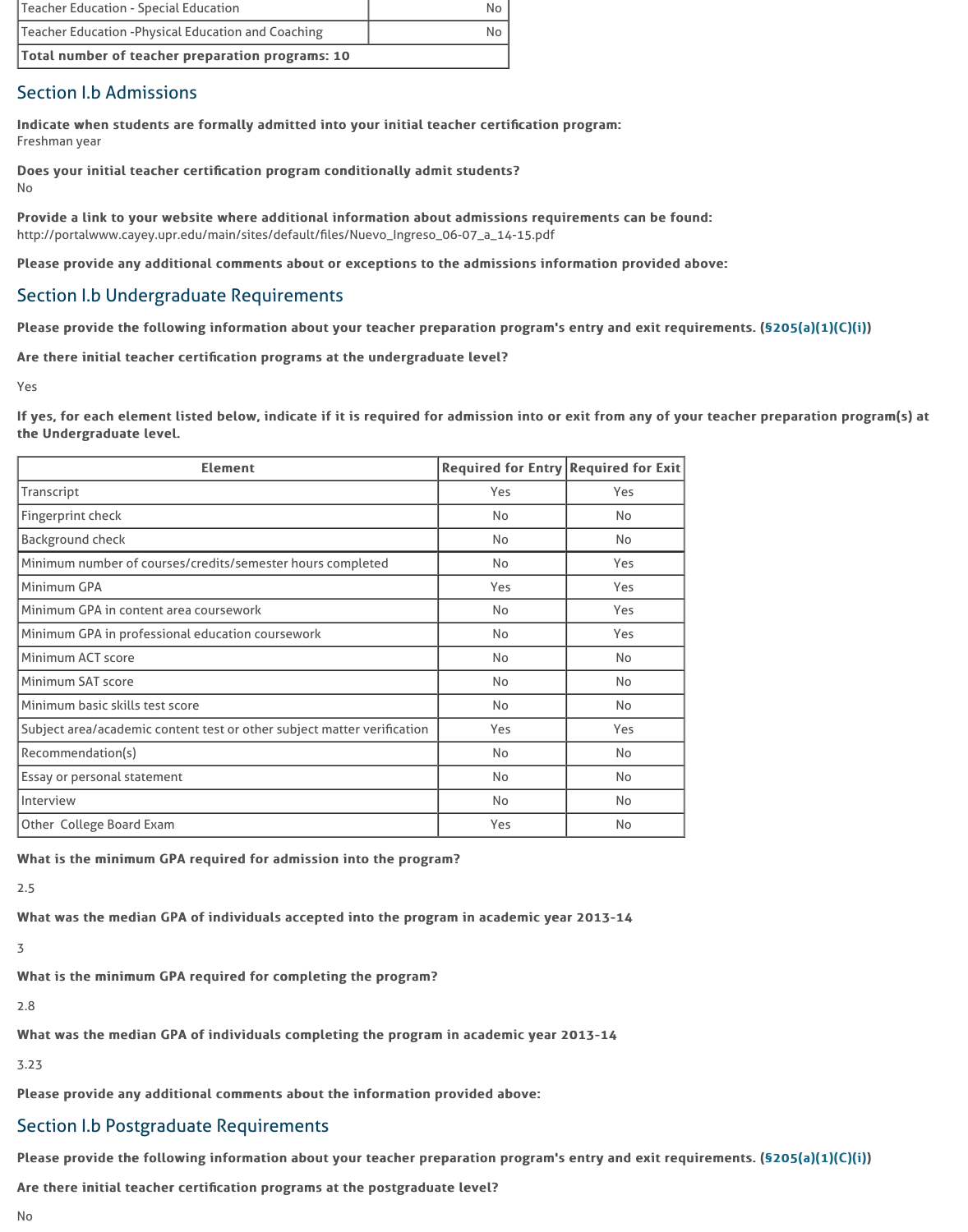| | |
|---|---|
| Teacher Education - Special Education | No |
| Teacher Education -Physical Education and Coaching | No |
| **Total number of teacher preparation programs: 10** | |

## Section I.b Admissions

**Indicate when students are formally admitted into your initial teacher certification program:**
Freshman year

**Does your initial teacher certification program conditionally admit students?**
No

**Provide a link to your website where additional information about admissions requirements can be found:**
http://portalwww.cayey.upr.edu/main/sites/default/files/Nuevo_Ingreso_06-07_a_14-15.pdf

**Please provide any additional comments about or exceptions to the admissions information provided above:**

## Section I.b Undergraduate Requirements

**Please provide the following information about your teacher preparation program's entry and exit requirements. (§205(a)(1)(C)(i))**

**Are there initial teacher certification programs at the undergraduate level?**

Yes

**If yes, for each element listed below, indicate if it is required for admission into or exit from any of your teacher preparation program(s) at the Undergraduate level.**

| Element | Required for Entry | Required for Exit |
|---|---|---|
| Transcript | Yes | Yes |
| Fingerprint check | No | No |
| Background check | No | No |
| Minimum number of courses/credits/semester hours completed | No | Yes |
| Minimum GPA | Yes | Yes |
| Minimum GPA in content area coursework | No | Yes |
| Minimum GPA in professional education coursework | No | Yes |
| Minimum ACT score | No | No |
| Minimum SAT score | No | No |
| Minimum basic skills test score | No | No |
| Subject area/academic content test or other subject matter verification | Yes | Yes |
| Recommendation(s) | No | No |
| Essay or personal statement | No | No |
| Interview | No | No |
| Other College Board Exam | Yes | No |

**What is the minimum GPA required for admission into the program?**

2.5

**What was the median GPA of individuals accepted into the program in academic year 2013-14**

3

**What is the minimum GPA required for completing the program?**

2.8

**What was the median GPA of individuals completing the program in academic year 2013-14**

3.23

**Please provide any additional comments about the information provided above:**

## Section I.b Postgraduate Requirements

**Please provide the following information about your teacher preparation program's entry and exit requirements. (§205(a)(1)(C)(i))**

**Are there initial teacher certification programs at the postgraduate level?**

No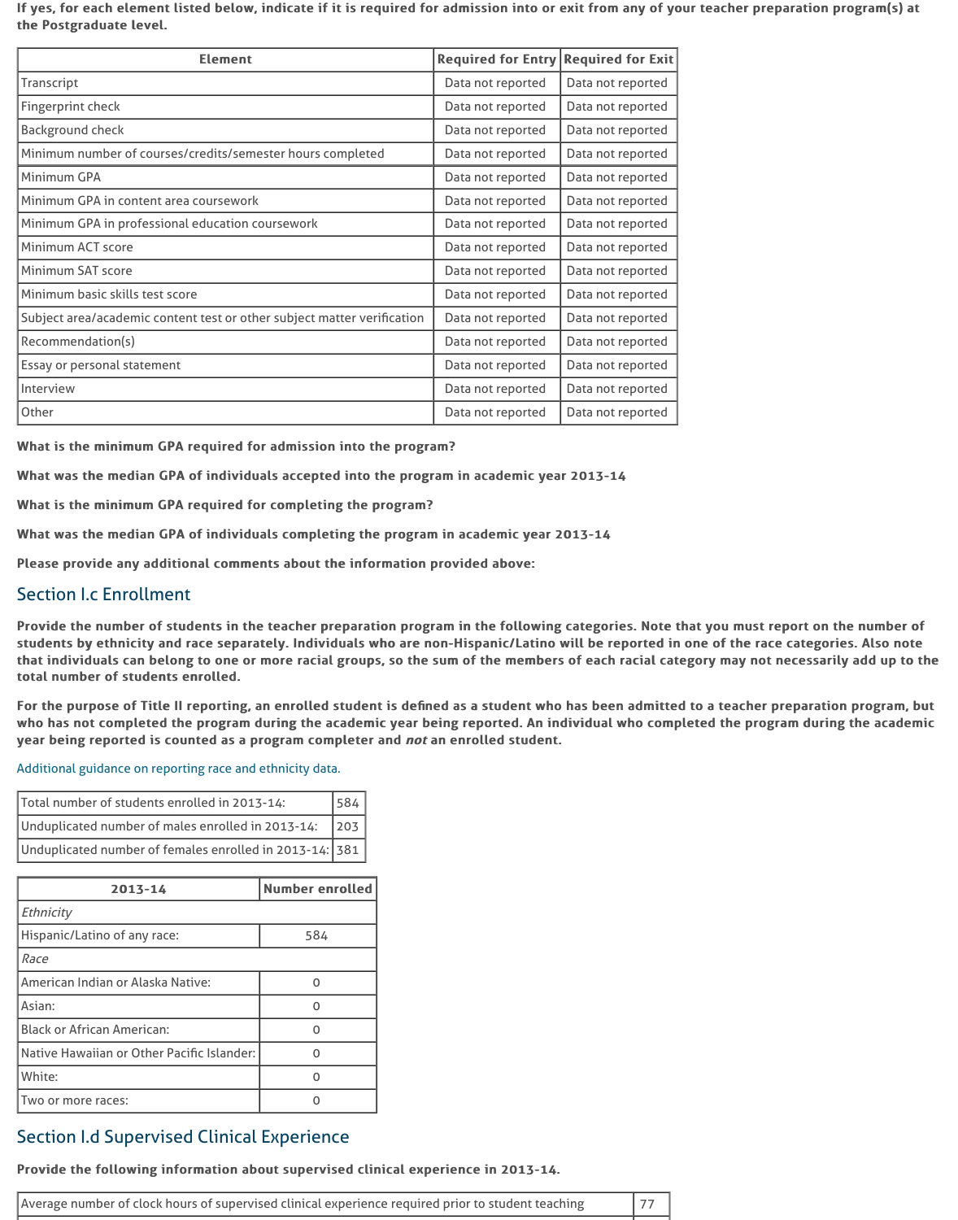**If yes, for each element listed below, indicate if it is required for admission into or exit from any of your teacher preparation program(s) at the Postgraduate level.**

| Element | Required for Entry | Required for Exit |
|---|---|---|
| Transcript | Data not reported | Data not reported |
| Fingerprint check | Data not reported | Data not reported |
| Background check | Data not reported | Data not reported |
| Minimum number of courses/credits/semester hours completed | Data not reported | Data not reported |
| Minimum GPA | Data not reported | Data not reported |
| Minimum GPA in content area coursework | Data not reported | Data not reported |
| Minimum GPA in professional education coursework | Data not reported | Data not reported |
| Minimum ACT score | Data not reported | Data not reported |
| Minimum SAT score | Data not reported | Data not reported |
| Minimum basic skills test score | Data not reported | Data not reported |
| Subject area/academic content test or other subject matter verification | Data not reported | Data not reported |
| Recommendation(s) | Data not reported | Data not reported |
| Essay or personal statement | Data not reported | Data not reported |
| Interview | Data not reported | Data not reported |
| Other | Data not reported | Data not reported |

**What is the minimum GPA required for admission into the program?**

**What was the median GPA of individuals accepted into the program in academic year 2013-14**

**What is the minimum GPA required for completing the program?**

**What was the median GPA of individuals completing the program in academic year 2013-14**

**Please provide any additional comments about the information provided above:**

## Section I.c Enrollment

**Provide the number of students in the teacher preparation program in the following categories. Note that you must report on the number of students by ethnicity and race separately. Individuals who are non-Hispanic/Latino will be reported in one of the race categories. Also note that individuals can belong to one or more racial groups, so the sum of the members of each racial category may not necessarily add up to the total number of students enrolled.**

**For the purpose of Title II reporting, an enrolled student is defined as a student who has been admitted to a teacher preparation program, but who has not completed the program during the academic year being reported. An individual who completed the program during the academic year being reported is counted as a program completer and *not* an enrolled student.**

Additional guidance on reporting race and ethnicity data.

| | |
|---|---|
| Total number of students enrolled in 2013-14: | 584 |
| Unduplicated number of males enrolled in 2013-14: | 203 |
| Unduplicated number of females enrolled in 2013-14: | 381 |

| 2013-14 | Number enrolled |
|---|---|
| *Ethnicity* | |
| Hispanic/Latino of any race: | 584 |
| *Race* | |
| American Indian or Alaska Native: | 0 |
| Asian: | 0 |
| Black or African American: | 0 |
| Native Hawaiian or Other Pacific Islander: | 0 |
| White: | 0 |
| Two or more races: | 0 |

## Section I.d Supervised Clinical Experience

**Provide the following information about supervised clinical experience in 2013-14.**

| | |
|---|---|
| Average number of clock hours of supervised clinical experience required prior to student teaching | 77 |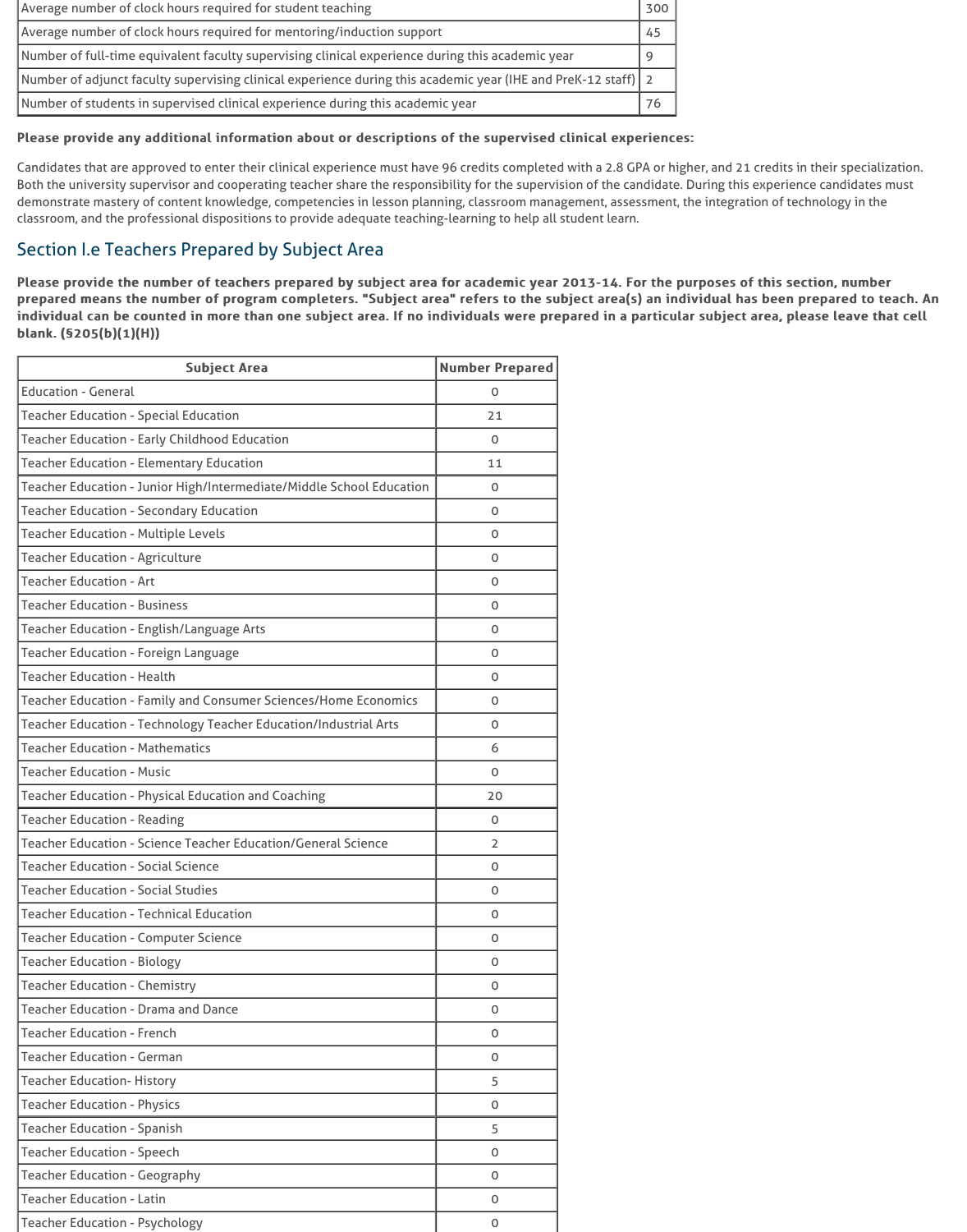| | |
|---|---|
| Average number of clock hours required for student teaching | 300 |
| Average number of clock hours required for mentoring/induction support | 45 |
| Number of full-time equivalent faculty supervising clinical experience during this academic year | 9 |
| Number of adjunct faculty supervising clinical experience during this academic year (IHE and PreK-12 staff) | 2 |
| Number of students in supervised clinical experience during this academic year | 76 |

**Please provide any additional information about or descriptions of the supervised clinical experiences:**

Candidates that are approved to enter their clinical experience must have 96 credits completed with a 2.8 GPA or higher, and 21 credits in their specialization. Both the university supervisor and cooperating teacher share the responsibility for the supervision of the candidate. During this experience candidates must demonstrate mastery of content knowledge, competencies in lesson planning, classroom management, assessment, the integration of technology in the classroom, and the professional dispositions to provide adequate teaching-learning to help all student learn.

## Section I.e Teachers Prepared by Subject Area

**Please provide the number of teachers prepared by subject area for academic year 2013-14. For the purposes of this section, number prepared means the number of program completers. "Subject area" refers to the subject area(s) an individual has been prepared to teach. An individual can be counted in more than one subject area. If no individuals were prepared in a particular subject area, please leave that cell blank. (§205(b)(1)(H))**

| Subject Area | Number Prepared |
|---|---|
| Education - General | 0 |
| Teacher Education - Special Education | 21 |
| Teacher Education - Early Childhood Education | 0 |
| Teacher Education - Elementary Education | 11 |
| Teacher Education - Junior High/Intermediate/Middle School Education | 0 |
| Teacher Education - Secondary Education | 0 |
| Teacher Education - Multiple Levels | 0 |
| Teacher Education - Agriculture | 0 |
| Teacher Education - Art | 0 |
| Teacher Education - Business | 0 |
| Teacher Education - English/Language Arts | 0 |
| Teacher Education - Foreign Language | 0 |
| Teacher Education - Health | 0 |
| Teacher Education - Family and Consumer Sciences/Home Economics | 0 |
| Teacher Education - Technology Teacher Education/Industrial Arts | 0 |
| Teacher Education - Mathematics | 6 |
| Teacher Education - Music | 0 |
| Teacher Education - Physical Education and Coaching | 20 |
| Teacher Education - Reading | 0 |
| Teacher Education - Science Teacher Education/General Science | 2 |
| Teacher Education - Social Science | 0 |
| Teacher Education - Social Studies | 0 |
| Teacher Education - Technical Education | 0 |
| Teacher Education - Computer Science | 0 |
| Teacher Education - Biology | 0 |
| Teacher Education - Chemistry | 0 |
| Teacher Education - Drama and Dance | 0 |
| Teacher Education - French | 0 |
| Teacher Education - German | 0 |
| Teacher Education- History | 5 |
| Teacher Education - Physics | 0 |
| Teacher Education - Spanish | 5 |
| Teacher Education - Speech | 0 |
| Teacher Education - Geography | 0 |
| Teacher Education - Latin | 0 |
| Teacher Education - Psychology | 0 |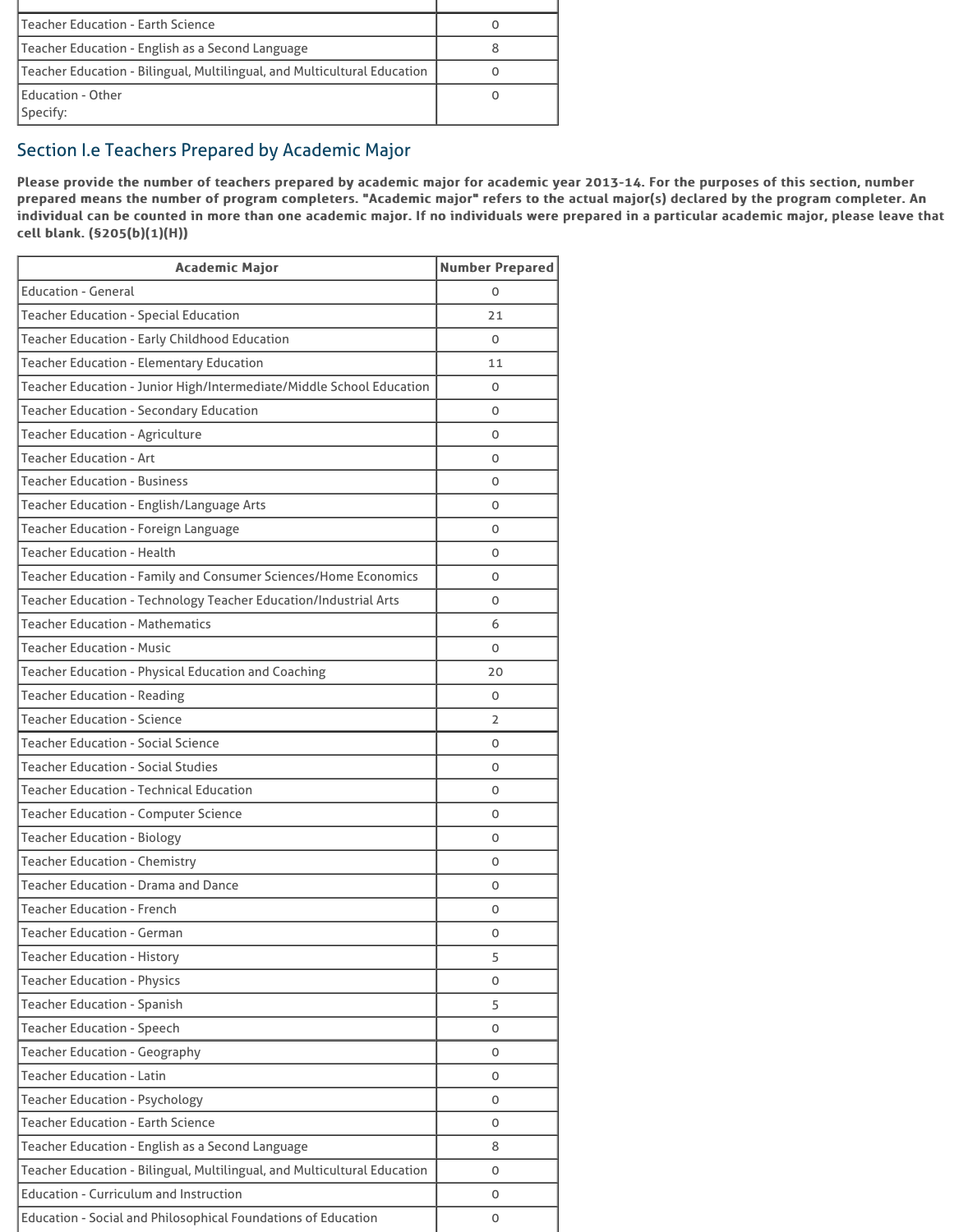| | |
|---|---|
| Teacher Education - Earth Science | 0 |
| Teacher Education - English as a Second Language | 8 |
| Teacher Education - Bilingual, Multilingual, and Multicultural Education | 0 |
| Education - Other<br>Specify: | 0 |

## Section I.e Teachers Prepared by Academic Major

**Please provide the number of teachers prepared by academic major for academic year 2013-14. For the purposes of this section, number prepared means the number of program completers. "Academic major" refers to the actual major(s) declared by the program completer. An individual can be counted in more than one academic major. If no individuals were prepared in a particular academic major, please leave that cell blank. (§205(b)(1)(H))**

| Academic Major | Number Prepared |
|---|---|
| Education - General | 0 |
| Teacher Education - Special Education | 21 |
| Teacher Education - Early Childhood Education | 0 |
| Teacher Education - Elementary Education | 11 |
| Teacher Education - Junior High/Intermediate/Middle School Education | 0 |
| Teacher Education - Secondary Education | 0 |
| Teacher Education - Agriculture | 0 |
| Teacher Education - Art | 0 |
| Teacher Education - Business | 0 |
| Teacher Education - English/Language Arts | 0 |
| Teacher Education - Foreign Language | 0 |
| Teacher Education - Health | 0 |
| Teacher Education - Family and Consumer Sciences/Home Economics | 0 |
| Teacher Education - Technology Teacher Education/Industrial Arts | 0 |
| Teacher Education - Mathematics | 6 |
| Teacher Education - Music | 0 |
| Teacher Education - Physical Education and Coaching | 20 |
| Teacher Education - Reading | 0 |
| Teacher Education - Science | 2 |
| Teacher Education - Social Science | 0 |
| Teacher Education - Social Studies | 0 |
| Teacher Education - Technical Education | 0 |
| Teacher Education - Computer Science | 0 |
| Teacher Education - Biology | 0 |
| Teacher Education - Chemistry | 0 |
| Teacher Education - Drama and Dance | 0 |
| Teacher Education - French | 0 |
| Teacher Education - German | 0 |
| Teacher Education - History | 5 |
| Teacher Education - Physics | 0 |
| Teacher Education - Spanish | 5 |
| Teacher Education - Speech | 0 |
| Teacher Education - Geography | 0 |
| Teacher Education - Latin | 0 |
| Teacher Education - Psychology | 0 |
| Teacher Education - Earth Science | 0 |
| Teacher Education - English as a Second Language | 8 |
| Teacher Education - Bilingual, Multilingual, and Multicultural Education | 0 |
| Education - Curriculum and Instruction | 0 |
| Education - Social and Philosophical Foundations of Education | 0 |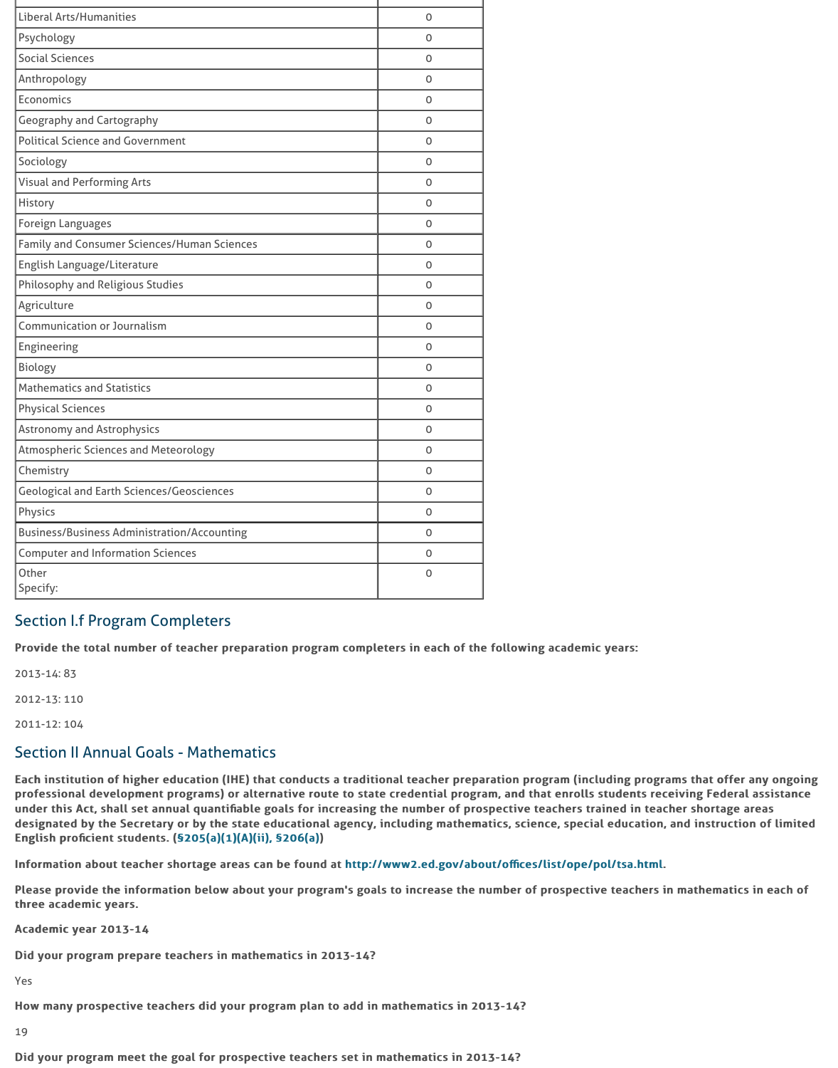| | |
|---|---|
| Liberal Arts/Humanities | 0 |
| Psychology | 0 |
| Social Sciences | 0 |
| Anthropology | 0 |
| Economics | 0 |
| Geography and Cartography | 0 |
| Political Science and Government | 0 |
| Sociology | 0 |
| Visual and Performing Arts | 0 |
| History | 0 |
| Foreign Languages | 0 |
| Family and Consumer Sciences/Human Sciences | 0 |
| English Language/Literature | 0 |
| Philosophy and Religious Studies | 0 |
| Agriculture | 0 |
| Communication or Journalism | 0 |
| Engineering | 0 |
| Biology | 0 |
| Mathematics and Statistics | 0 |
| Physical Sciences | 0 |
| Astronomy and Astrophysics | 0 |
| Atmospheric Sciences and Meteorology | 0 |
| Chemistry | 0 |
| Geological and Earth Sciences/Geosciences | 0 |
| Physics | 0 |
| Business/Business Administration/Accounting | 0 |
| Computer and Information Sciences | 0 |
| Other<br>Specify: | 0 |

## Section I.f Program Completers

**Provide the total number of teacher preparation program completers in each of the following academic years:**

2013-14: 83

2012-13: 110

2011-12: 104

## Section II Annual Goals - Mathematics

**Each institution of higher education (IHE) that conducts a traditional teacher preparation program (including programs that offer any ongoing professional development programs) or alternative route to state credential program, and that enrolls students receiving Federal assistance under this Act, shall set annual quantifiable goals for increasing the number of prospective teachers trained in teacher shortage areas designated by the Secretary or by the state educational agency, including mathematics, science, special education, and instruction of limited English proficient students. (§205(a)(1)(A)(ii), §206(a))**

**Information about teacher shortage areas can be found at http://www2.ed.gov/about/offices/list/ope/pol/tsa.html.**

**Please provide the information below about your program's goals to increase the number of prospective teachers in mathematics in each of three academic years.**

**Academic year 2013-14**

**Did your program prepare teachers in mathematics in 2013-14?**

Yes

**How many prospective teachers did your program plan to add in mathematics in 2013-14?**

19

**Did your program meet the goal for prospective teachers set in mathematics in 2013-14?**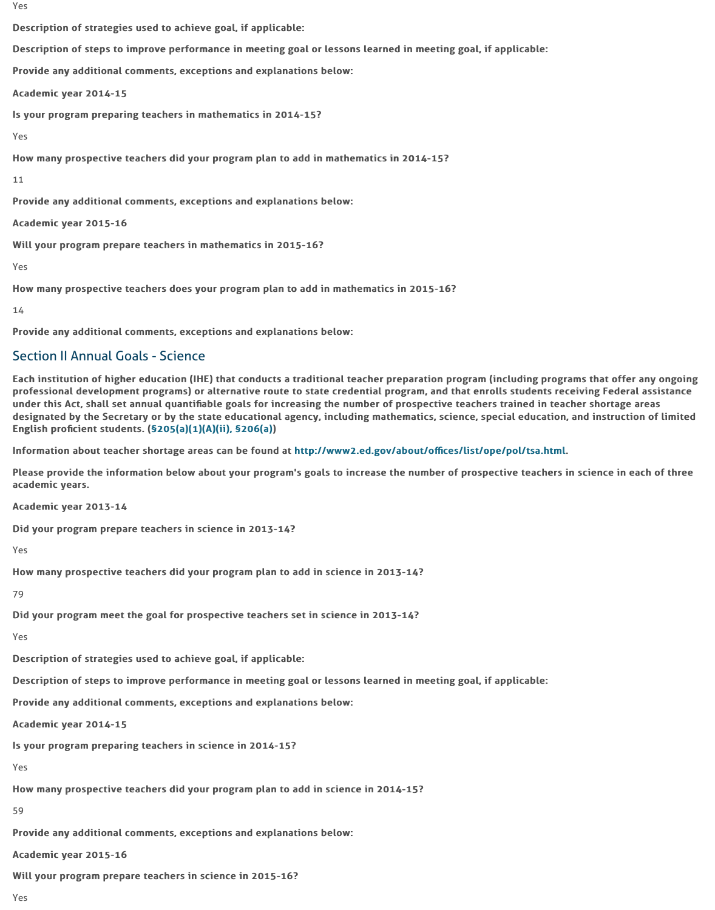Yes

**Description of strategies used to achieve goal, if applicable:**

**Description of steps to improve performance in meeting goal or lessons learned in meeting goal, if applicable:**

**Provide any additional comments, exceptions and explanations below:**

**Academic year 2014-15**

**Is your program preparing teachers in mathematics in 2014-15?**

Yes

**How many prospective teachers did your program plan to add in mathematics in 2014-15?**

11

**Provide any additional comments, exceptions and explanations below:**

**Academic year 2015-16**

**Will your program prepare teachers in mathematics in 2015-16?**

Yes

**How many prospective teachers does your program plan to add in mathematics in 2015-16?**

14

**Provide any additional comments, exceptions and explanations below:**

## Section II Annual Goals - Science

**Each institution of higher education (IHE) that conducts a traditional teacher preparation program (including programs that offer any ongoing professional development programs) or alternative route to state credential program, and that enrolls students receiving Federal assistance under this Act, shall set annual quantifiable goals for increasing the number of prospective teachers trained in teacher shortage areas designated by the Secretary or by the state educational agency, including mathematics, science, special education, and instruction of limited English proficient students. (§205(a)(1)(A)(ii), §206(a))**

**Information about teacher shortage areas can be found at http://www2.ed.gov/about/offices/list/ope/pol/tsa.html.**

**Please provide the information below about your program's goals to increase the number of prospective teachers in science in each of three academic years.**

**Academic year 2013-14**

**Did your program prepare teachers in science in 2013-14?**

Yes

**How many prospective teachers did your program plan to add in science in 2013-14?**

79

**Did your program meet the goal for prospective teachers set in science in 2013-14?**

Yes

**Description of strategies used to achieve goal, if applicable:**

**Description of steps to improve performance in meeting goal or lessons learned in meeting goal, if applicable:**

**Provide any additional comments, exceptions and explanations below:**

**Academic year 2014-15**

**Is your program preparing teachers in science in 2014-15?**

Yes

**How many prospective teachers did your program plan to add in science in 2014-15?**

59

**Provide any additional comments, exceptions and explanations below:**

**Academic year 2015-16**

**Will your program prepare teachers in science in 2015-16?**

Yes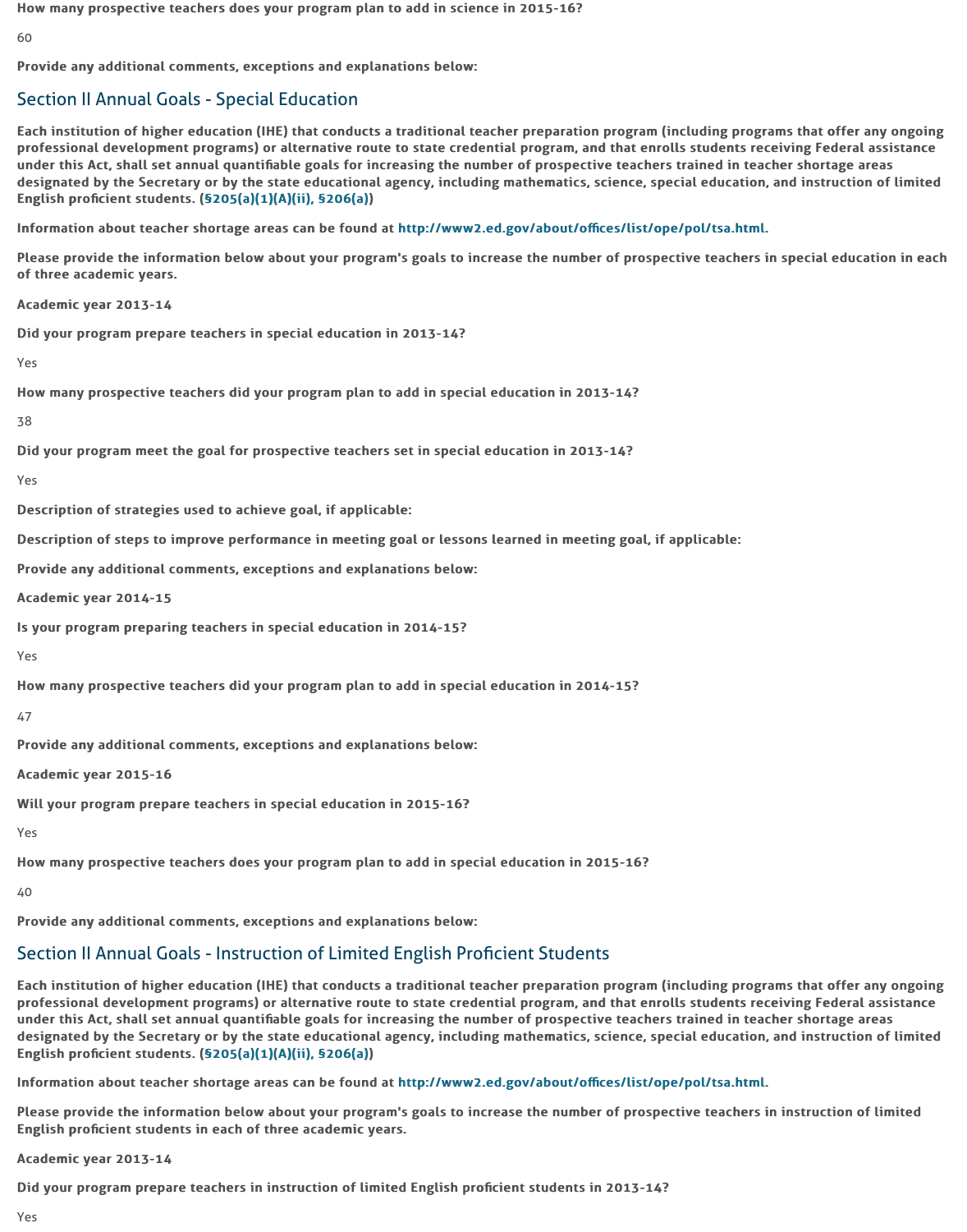**How many prospective teachers does your program plan to add in science in 2015-16?**

60

**Provide any additional comments, exceptions and explanations below:**

## Section II Annual Goals - Special Education

**Each institution of higher education (IHE) that conducts a traditional teacher preparation program (including programs that offer any ongoing professional development programs) or alternative route to state credential program, and that enrolls students receiving Federal assistance under this Act, shall set annual quantifiable goals for increasing the number of prospective teachers trained in teacher shortage areas designated by the Secretary or by the state educational agency, including mathematics, science, special education, and instruction of limited English proficient students. (§205(a)(1)(A)(ii), §206(a))**

**Information about teacher shortage areas can be found at http://www2.ed.gov/about/offices/list/ope/pol/tsa.html.**

**Please provide the information below about your program's goals to increase the number of prospective teachers in special education in each of three academic years.**

**Academic year 2013-14**

**Did your program prepare teachers in special education in 2013-14?**

Yes

**How many prospective teachers did your program plan to add in special education in 2013-14?**

38

**Did your program meet the goal for prospective teachers set in special education in 2013-14?**

Yes

**Description of strategies used to achieve goal, if applicable:**

**Description of steps to improve performance in meeting goal or lessons learned in meeting goal, if applicable:**

**Provide any additional comments, exceptions and explanations below:**

**Academic year 2014-15**

**Is your program preparing teachers in special education in 2014-15?**

Yes

**How many prospective teachers did your program plan to add in special education in 2014-15?**

47

**Provide any additional comments, exceptions and explanations below:**

**Academic year 2015-16**

**Will your program prepare teachers in special education in 2015-16?**

Yes

**How many prospective teachers does your program plan to add in special education in 2015-16?**

40

**Provide any additional comments, exceptions and explanations below:**

## Section II Annual Goals - Instruction of Limited English Proficient Students

**Each institution of higher education (IHE) that conducts a traditional teacher preparation program (including programs that offer any ongoing professional development programs) or alternative route to state credential program, and that enrolls students receiving Federal assistance under this Act, shall set annual quantifiable goals for increasing the number of prospective teachers trained in teacher shortage areas designated by the Secretary or by the state educational agency, including mathematics, science, special education, and instruction of limited English proficient students. (§205(a)(1)(A)(ii), §206(a))**

**Information about teacher shortage areas can be found at http://www2.ed.gov/about/offices/list/ope/pol/tsa.html.**

**Please provide the information below about your program's goals to increase the number of prospective teachers in instruction of limited English proficient students in each of three academic years.**

**Academic year 2013-14**

**Did your program prepare teachers in instruction of limited English proficient students in 2013-14?**

Yes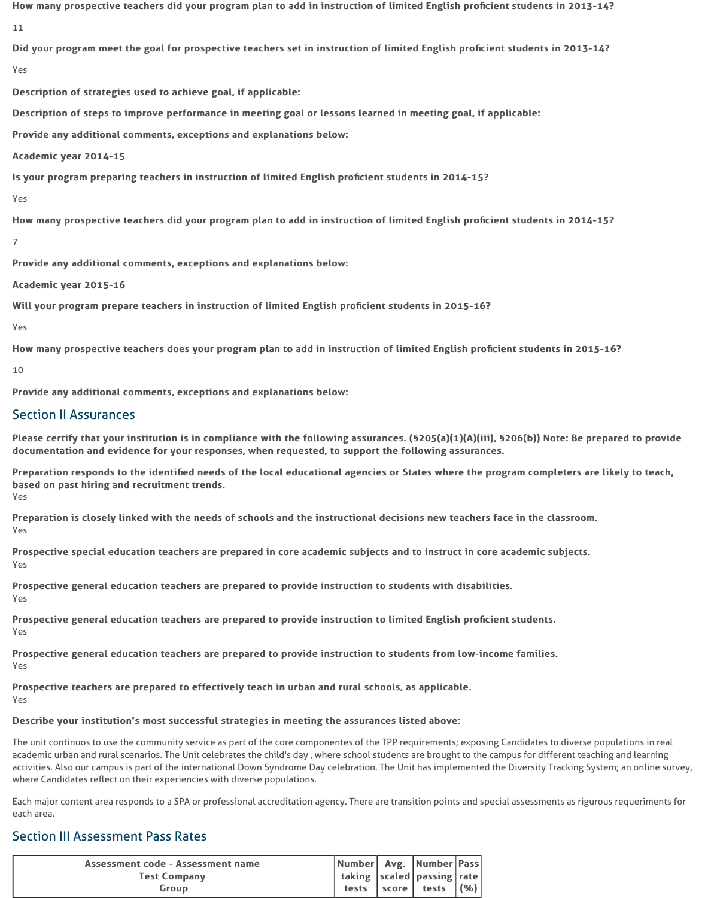**How many prospective teachers did your program plan to add in instruction of limited English proficient students in 2013-14?**

11

**Did your program meet the goal for prospective teachers set in instruction of limited English proficient students in 2013-14?**

Yes

**Description of strategies used to achieve goal, if applicable:**

**Description of steps to improve performance in meeting goal or lessons learned in meeting goal, if applicable:**

**Provide any additional comments, exceptions and explanations below:**

**Academic year 2014-15**

**Is your program preparing teachers in instruction of limited English proficient students in 2014-15?**

Yes

**How many prospective teachers did your program plan to add in instruction of limited English proficient students in 2014-15?**

7

**Provide any additional comments, exceptions and explanations below:**

**Academic year 2015-16**

**Will your program prepare teachers in instruction of limited English proficient students in 2015-16?**

Yes

**How many prospective teachers does your program plan to add in instruction of limited English proficient students in 2015-16?**

10

**Provide any additional comments, exceptions and explanations below:**

## Section II Assurances

**Please certify that your institution is in compliance with the following assurances. (§205(a)(1)(A)(iii), §206(b)) Note: Be prepared to provide documentation and evidence for your responses, when requested, to support the following assurances.**

**Preparation responds to the identified needs of the local educational agencies or States where the program completers are likely to teach, based on past hiring and recruitment trends.**
Yes

**Preparation is closely linked with the needs of schools and the instructional decisions new teachers face in the classroom.**
Yes

**Prospective special education teachers are prepared in core academic subjects and to instruct in core academic subjects.**
Yes

**Prospective general education teachers are prepared to provide instruction to students with disabilities.**
Yes

**Prospective general education teachers are prepared to provide instruction to limited English proficient students.**
Yes

**Prospective general education teachers are prepared to provide instruction to students from low-income families.**
Yes

**Prospective teachers are prepared to effectively teach in urban and rural schools, as applicable.**
Yes

**Describe your institution's most successful strategies in meeting the assurances listed above:**

The unit continuos to use the community service as part of the core componentes of the TPP requirements; exposing Candidates to diverse populations in real academic urban and rural scenarios. The Unit celebrates the child's day , where school students are brought to the campus for different teaching and learning activities. Also our campus is part of the international Down Syndrome Day celebration. The Unit has implemented the Diversity Tracking System; an online survey, where Candidates reflect on their experiencies with diverse populations.

Each major content area responds to a SPA or professional accreditation agency. There are transition points and special assessments as rigurous requeriments for each area.

## Section III Assessment Pass Rates

| Assessment code - Assessment name<br>Test Company<br>Group | Number taking tests | Avg. scaled score | Number passing tests | Pass rate (%) |
|---|---|---|---|---|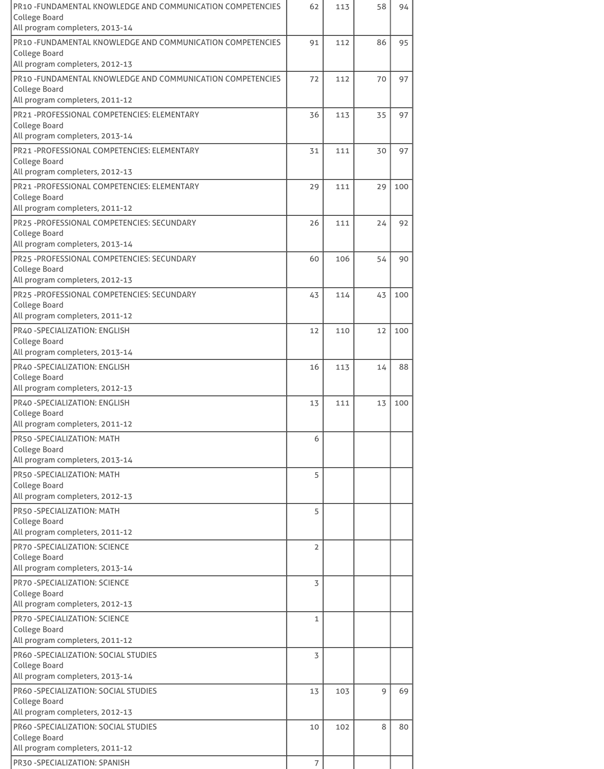| | | | | |
|---|---|---|---|---|
| PR10 -FUNDAMENTAL KNOWLEDGE AND COMMUNICATION COMPETENCIES<br>College Board<br>All program completers, 2013-14 | 62 | 113 | 58 | 94 |
| PR10 -FUNDAMENTAL KNOWLEDGE AND COMMUNICATION COMPETENCIES<br>College Board<br>All program completers, 2012-13 | 91 | 112 | 86 | 95 |
| PR10 -FUNDAMENTAL KNOWLEDGE AND COMMUNICATION COMPETENCIES<br>College Board<br>All program completers, 2011-12 | 72 | 112 | 70 | 97 |
| PR21 -PROFESSIONAL COMPETENCIES: ELEMENTARY<br>College Board<br>All program completers, 2013-14 | 36 | 113 | 35 | 97 |
| PR21 -PROFESSIONAL COMPETENCIES: ELEMENTARY<br>College Board<br>All program completers, 2012-13 | 31 | 111 | 30 | 97 |
| PR21 -PROFESSIONAL COMPETENCIES: ELEMENTARY<br>College Board<br>All program completers, 2011-12 | 29 | 111 | 29 | 100 |
| PR25 -PROFESSIONAL COMPETENCIES: SECUNDARY<br>College Board<br>All program completers, 2013-14 | 26 | 111 | 24 | 92 |
| PR25 -PROFESSIONAL COMPETENCIES: SECUNDARY<br>College Board<br>All program completers, 2012-13 | 60 | 106 | 54 | 90 |
| PR25 -PROFESSIONAL COMPETENCIES: SECUNDARY<br>College Board<br>All program completers, 2011-12 | 43 | 114 | 43 | 100 |
| PR40 -SPECIALIZATION: ENGLISH<br>College Board<br>All program completers, 2013-14 | 12 | 110 | 12 | 100 |
| PR40 -SPECIALIZATION: ENGLISH<br>College Board<br>All program completers, 2012-13 | 16 | 113 | 14 | 88 |
| PR40 -SPECIALIZATION: ENGLISH<br>College Board<br>All program completers, 2011-12 | 13 | 111 | 13 | 100 |
| PR50 -SPECIALIZATION: MATH<br>College Board<br>All program completers, 2013-14 | 6 | | | |
| PR50 -SPECIALIZATION: MATH<br>College Board<br>All program completers, 2012-13 | 5 | | | |
| PR50 -SPECIALIZATION: MATH<br>College Board<br>All program completers, 2011-12 | 5 | | | |
| PR70 -SPECIALIZATION: SCIENCE<br>College Board<br>All program completers, 2013-14 | 2 | | | |
| PR70 -SPECIALIZATION: SCIENCE<br>College Board<br>All program completers, 2012-13 | 3 | | | |
| PR70 -SPECIALIZATION: SCIENCE<br>College Board<br>All program completers, 2011-12 | 1 | | | |
| PR60 -SPECIALIZATION: SOCIAL STUDIES<br>College Board<br>All program completers, 2013-14 | 3 | | | |
| PR60 -SPECIALIZATION: SOCIAL STUDIES<br>College Board<br>All program completers, 2012-13 | 13 | 103 | 9 | 69 |
| PR60 -SPECIALIZATION: SOCIAL STUDIES<br>College Board<br>All program completers, 2011-12 | 10 | 102 | 8 | 80 |
| PR30 -SPECIALIZATION: SPANISH | 7 | | | |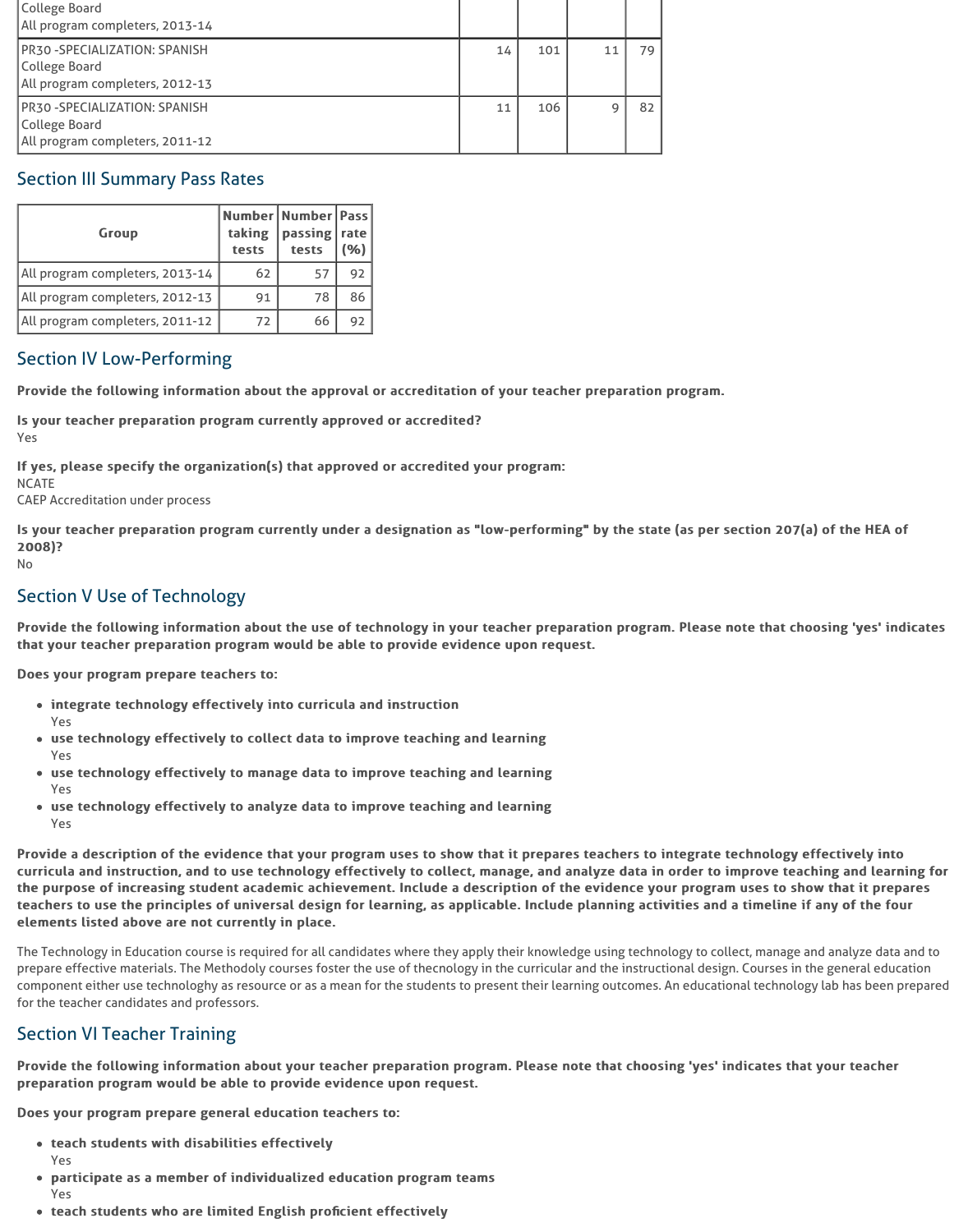| | | | | |
|---|---|---|---|---|
| College Board<br>All program completers, 2013-14 | | | | |
| PR30 -SPECIALIZATION: SPANISH<br>College Board<br>All program completers, 2012-13 | 14 | 101 | 11 | 79 |
| PR30 -SPECIALIZATION: SPANISH<br>College Board<br>All program completers, 2011-12 | 11 | 106 | 9 | 82 |

## Section III Summary Pass Rates

| Group | Number taking tests | Number passing tests | Pass rate (%) |
|---|---|---|---|
| All program completers, 2013-14 | 62 | 57 | 92 |
| All program completers, 2012-13 | 91 | 78 | 86 |
| All program completers, 2011-12 | 72 | 66 | 92 |

## Section IV Low-Performing

**Provide the following information about the approval or accreditation of your teacher preparation program.**

**Is your teacher preparation program currently approved or accredited?**
Yes

**If yes, please specify the organization(s) that approved or accredited your program:**
NCATE
CAEP Accreditation under process

**Is your teacher preparation program currently under a designation as "low-performing" by the state (as per section 207(a) of the HEA of 2008)?**
No

## Section V Use of Technology

**Provide the following information about the use of technology in your teacher preparation program. Please note that choosing 'yes' indicates that your teacher preparation program would be able to provide evidence upon request.**

**Does your program prepare teachers to:**

- **integrate technology effectively into curricula and instruction**
  Yes
- **use technology effectively to collect data to improve teaching and learning**
  Yes
- **use technology effectively to manage data to improve teaching and learning**
  Yes
- **use technology effectively to analyze data to improve teaching and learning**
  Yes

**Provide a description of the evidence that your program uses to show that it prepares teachers to integrate technology effectively into curricula and instruction, and to use technology effectively to collect, manage, and analyze data in order to improve teaching and learning for the purpose of increasing student academic achievement. Include a description of the evidence your program uses to show that it prepares teachers to use the principles of universal design for learning, as applicable. Include planning activities and a timeline if any of the four elements listed above are not currently in place.**

The Technology in Education course is required for all candidates where they apply their knowledge using technology to collect, manage and analyze data and to prepare effective materials. The Methodoly courses foster the use of thecnology in the curricular and the instructional design. Courses in the general education component either use technologhy as resource or as a mean for the students to present their learning outcomes. An educational technology lab has been prepared for the teacher candidates and professors.

## Section VI Teacher Training

**Provide the following information about your teacher preparation program. Please note that choosing 'yes' indicates that your teacher preparation program would be able to provide evidence upon request.**

**Does your program prepare general education teachers to:**

- **teach students with disabilities effectively**
  Yes
- **participate as a member of individualized education program teams**
  Yes
- **teach students who are limited English proficient effectively**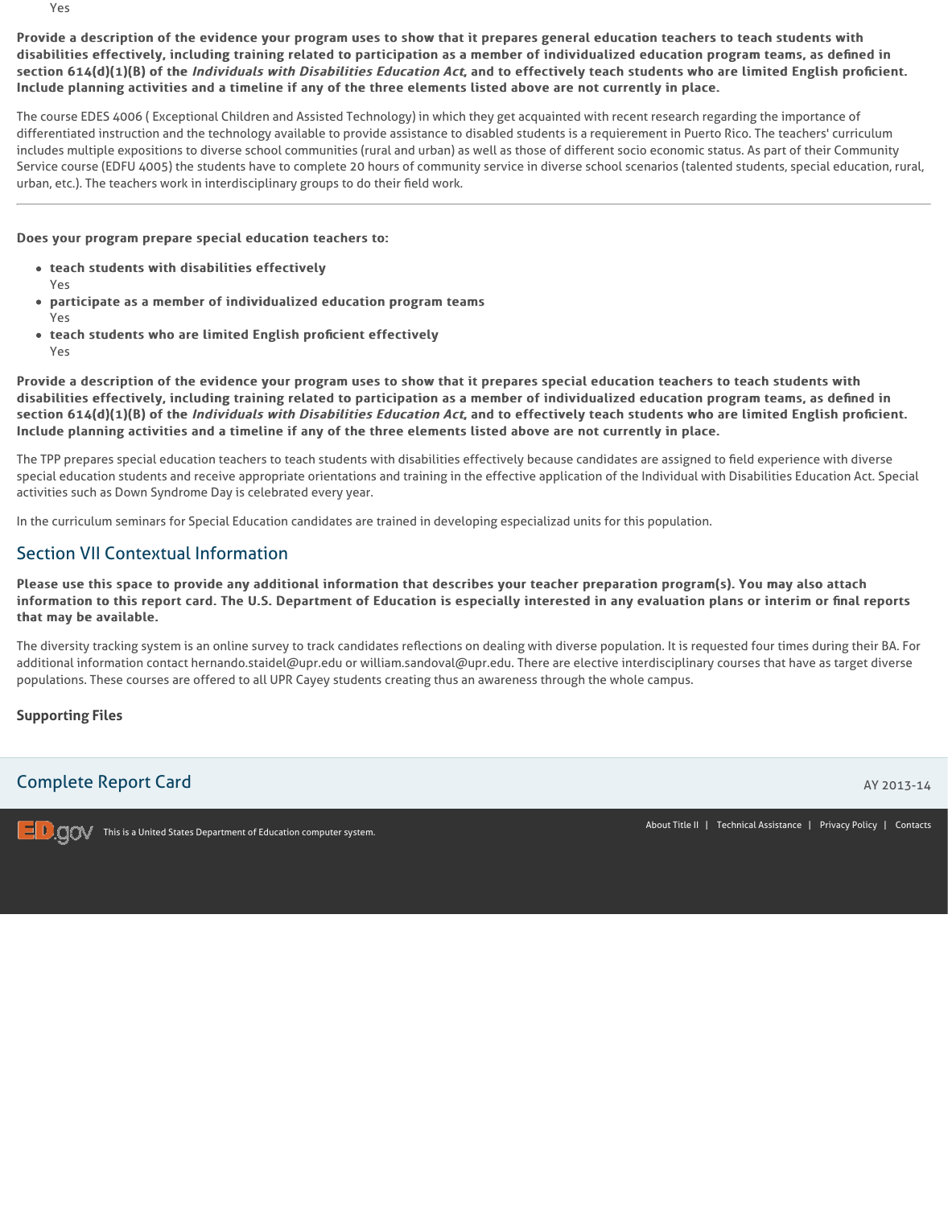Yes

**Provide a description of the evidence your program uses to show that it prepares general education teachers to teach students with disabilities effectively, including training related to participation as a member of individualized education program teams, as defined in section 614(d)(1)(B) of the *Individuals with Disabilities Education Act*, and to effectively teach students who are limited English proficient. Include planning activities and a timeline if any of the three elements listed above are not currently in place.**

The course EDES 4006 ( Exceptional Children and Assisted Technology) in which they get acquainted with recent research regarding the importance of differentiated instruction and the technology available to provide assistance to disabled students is a requierement in Puerto Rico. The teachers' curriculum includes multiple expositions to diverse school communities (rural and urban) as well as those of different socio economic status. As part of their Community Service course (EDFU 4005) the students have to complete 20 hours of community service in diverse school scenarios (talented students, special education, rural, urban, etc.). The teachers work in interdisciplinary groups to do their field work.

---

**Does your program prepare special education teachers to:**

- **teach students with disabilities effectively**
  Yes
- **participate as a member of individualized education program teams**
  Yes
- **teach students who are limited English proficient effectively**
  Yes

**Provide a description of the evidence your program uses to show that it prepares special education teachers to teach students with disabilities effectively, including training related to participation as a member of individualized education program teams, as defined in section 614(d)(1)(B) of the *Individuals with Disabilities Education Act*, and to effectively teach students who are limited English proficient. Include planning activities and a timeline if any of the three elements listed above are not currently in place.**

The TPP prepares special education teachers to teach students with disabilities effectively because candidates are assigned to field experience with diverse special education students and receive appropriate orientations and training in the effective application of the Individual with Disabilities Education Act. Special activities such as Down Syndrome Day is celebrated every year.

In the curriculum seminars for Special Education candidates are trained in developing especializad units for this population.

## Section VII Contextual Information

**Please use this space to provide any additional information that describes your teacher preparation program(s). You may also attach information to this report card. The U.S. Department of Education is especially interested in any evaluation plans or interim or final reports that may be available.**

The diversity tracking system is an online survey to track candidates reflections on dealing with diverse population. It is requested four times during their BA. For additional information contact hernando.staidel@upr.edu or william.sandoval@upr.edu. There are elective interdisciplinary courses that have as target diverse populations. These courses are offered to all UPR Cayey students creating thus an awareness through the whole campus.

**Supporting Files**

## Complete Report Card

AY 2013-14